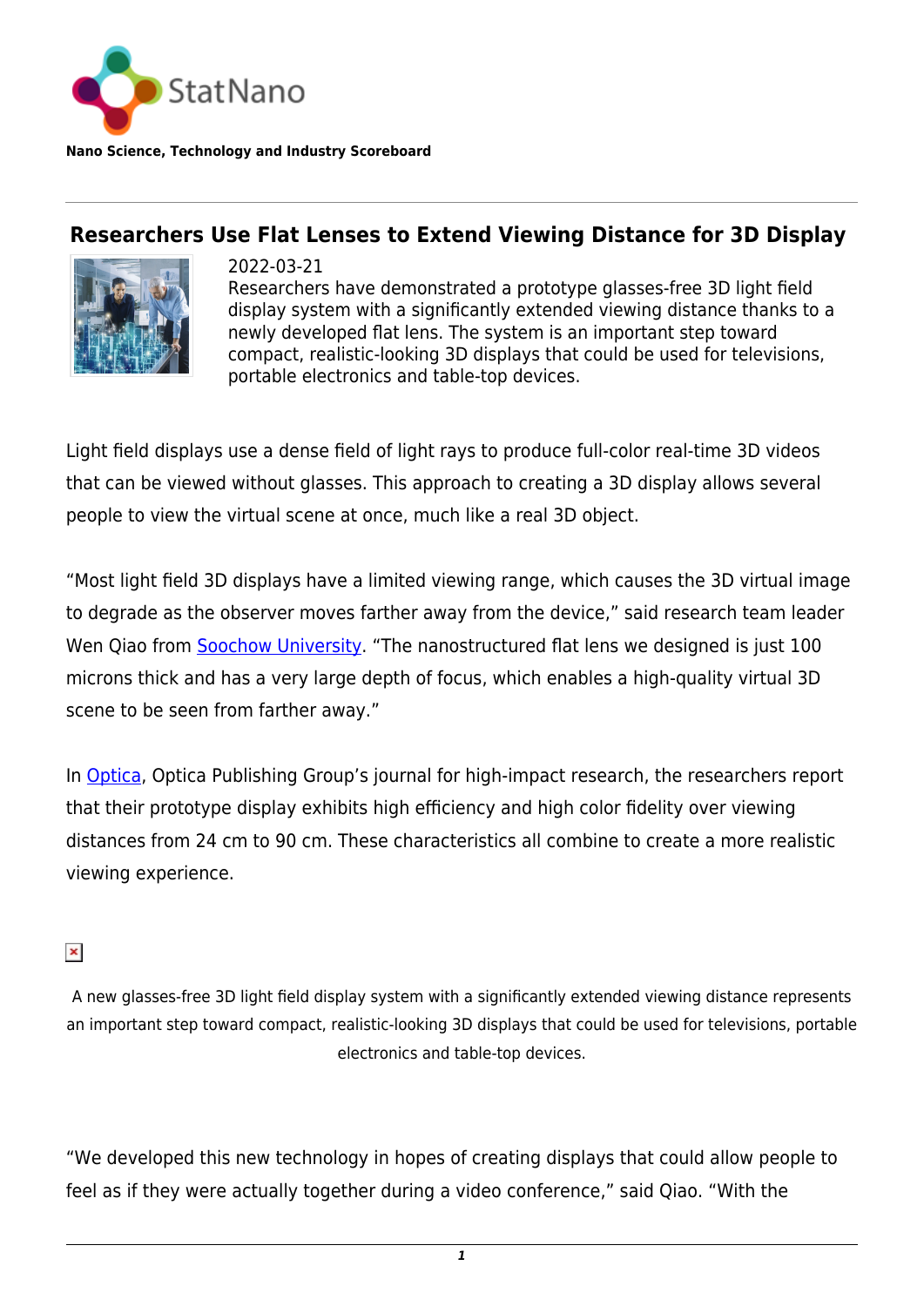StatNano

**Nano Science, Technology and Industry Scoreboard**

# Researchers Use Flat Lenses to Extend Viewing Distance for 3D Display

2022-03-21

Researchers have demonstrated a prototype glasses-free 3D light field display system with a significantly extended viewing distance thanks to a newly developed flat lens. The system is an important step toward compact, realistic-looking 3D displays that could be used for televisions, portable electronics and table-top devices.

Light field displays use a dense field of light rays to produce full-color real-time 3D videos that can be viewed without glasses. This approach to creating a 3D display allows several people to view the virtual scene at once, much like a real 3D object.

"Most light field 3D displays have a limited viewing range, which causes the 3D virtual image to degrade as the observer moves farther away from the device," said research team leader Wen Qiao from Soochow University. "The nanostructured flat lens we designed is just 100 microns thick and has a very large depth of focus, which enables a high-quality virtual 3D scene to be seen from farther away."

In Optica, Optica Publishing Group's journal for high-impact research, the researchers report that their prototype display exhibits high efficiency and high color fidelity over viewing distances from 24 cm to 90 cm. These characteristics all combine to create a more realistic viewing experience.

A new glasses-free 3D light field display system with a significantly extended viewing distance represents an important step toward compact, realistic-looking 3D displays that could be used for televisions, portable electronics and table-top devices.

"We developed this new technology in hopes of creating displays that could allow people to feel as if they were actually together during a video conference," said Qiao. "With the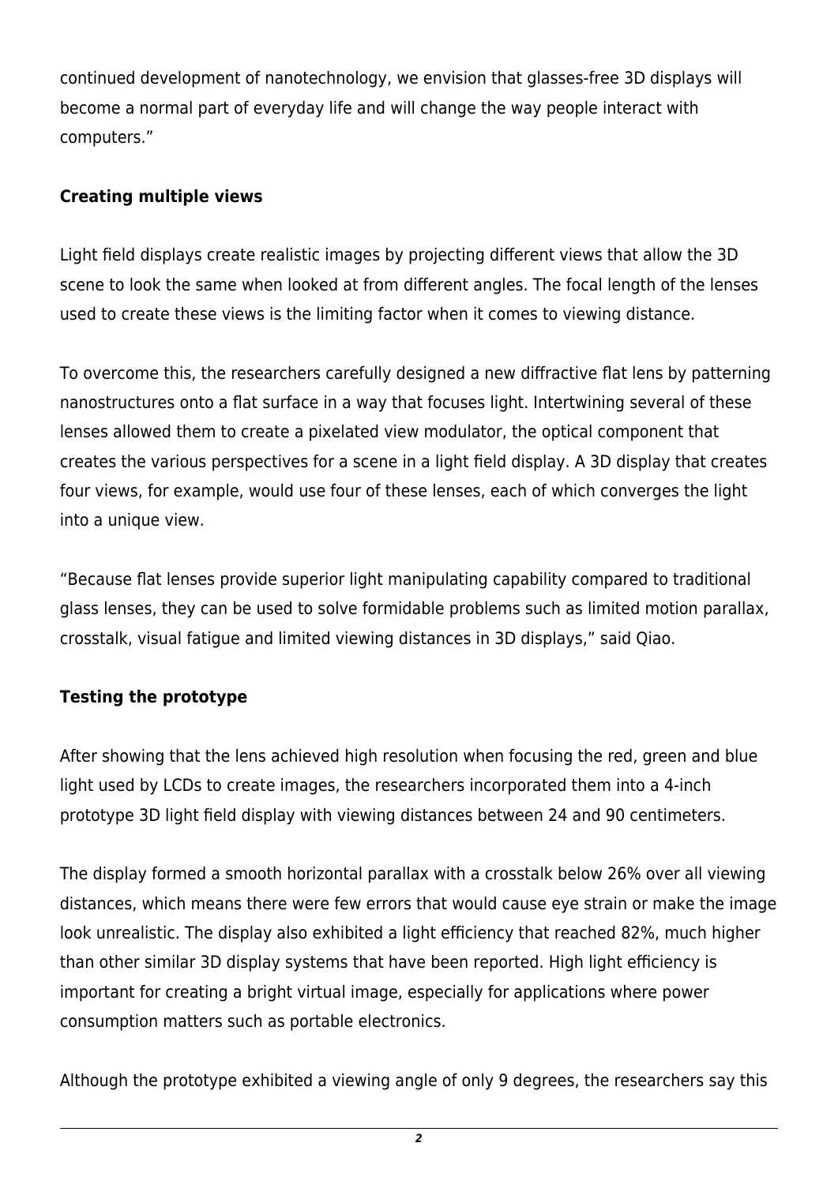continued development of nanotechnology, we envision that glasses-free 3D displays will become a normal part of everyday life and will change the way people interact with computers."

## Creating multiple views

Light field displays create realistic images by projecting different views that allow the 3D scene to look the same when looked at from different angles. The focal length of the lenses used to create these views is the limiting factor when it comes to viewing distance.

To overcome this, the researchers carefully designed a new diffractive flat lens by patterning nanostructures onto a flat surface in a way that focuses light. Intertwining several of these lenses allowed them to create a pixelated view modulator, the optical component that creates the various perspectives for a scene in a light field display. A 3D display that creates four views, for example, would use four of these lenses, each of which converges the light into a unique view.

"Because flat lenses provide superior light manipulating capability compared to traditional glass lenses, they can be used to solve formidable problems such as limited motion parallax, crosstalk, visual fatigue and limited viewing distances in 3D displays," said Qiao.

## Testing the prototype

After showing that the lens achieved high resolution when focusing the red, green and blue light used by LCDs to create images, the researchers incorporated them into a 4-inch prototype 3D light field display with viewing distances between 24 and 90 centimeters.

The display formed a smooth horizontal parallax with a crosstalk below 26% over all viewing distances, which means there were few errors that would cause eye strain or make the image look unrealistic. The display also exhibited a light efficiency that reached 82%, much higher than other similar 3D display systems that have been reported. High light efficiency is important for creating a bright virtual image, especially for applications where power consumption matters such as portable electronics.

Although the prototype exhibited a viewing angle of only 9 degrees, the researchers say this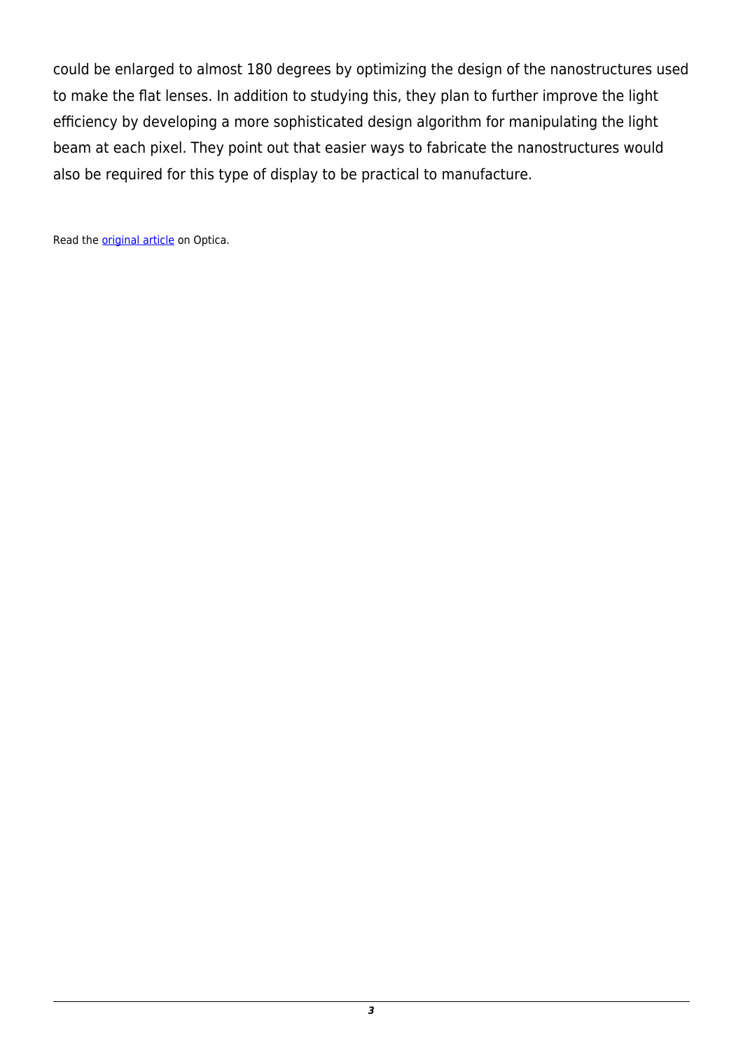could be enlarged to almost 180 degrees by optimizing the design of the nanostructures used to make the flat lenses. In addition to studying this, they plan to further improve the light efficiency by developing a more sophisticated design algorithm for manipulating the light beam at each pixel. They point out that easier ways to fabricate the nanostructures would also be required for this type of display to be practical to manufacture.

Read the original article on Optica.